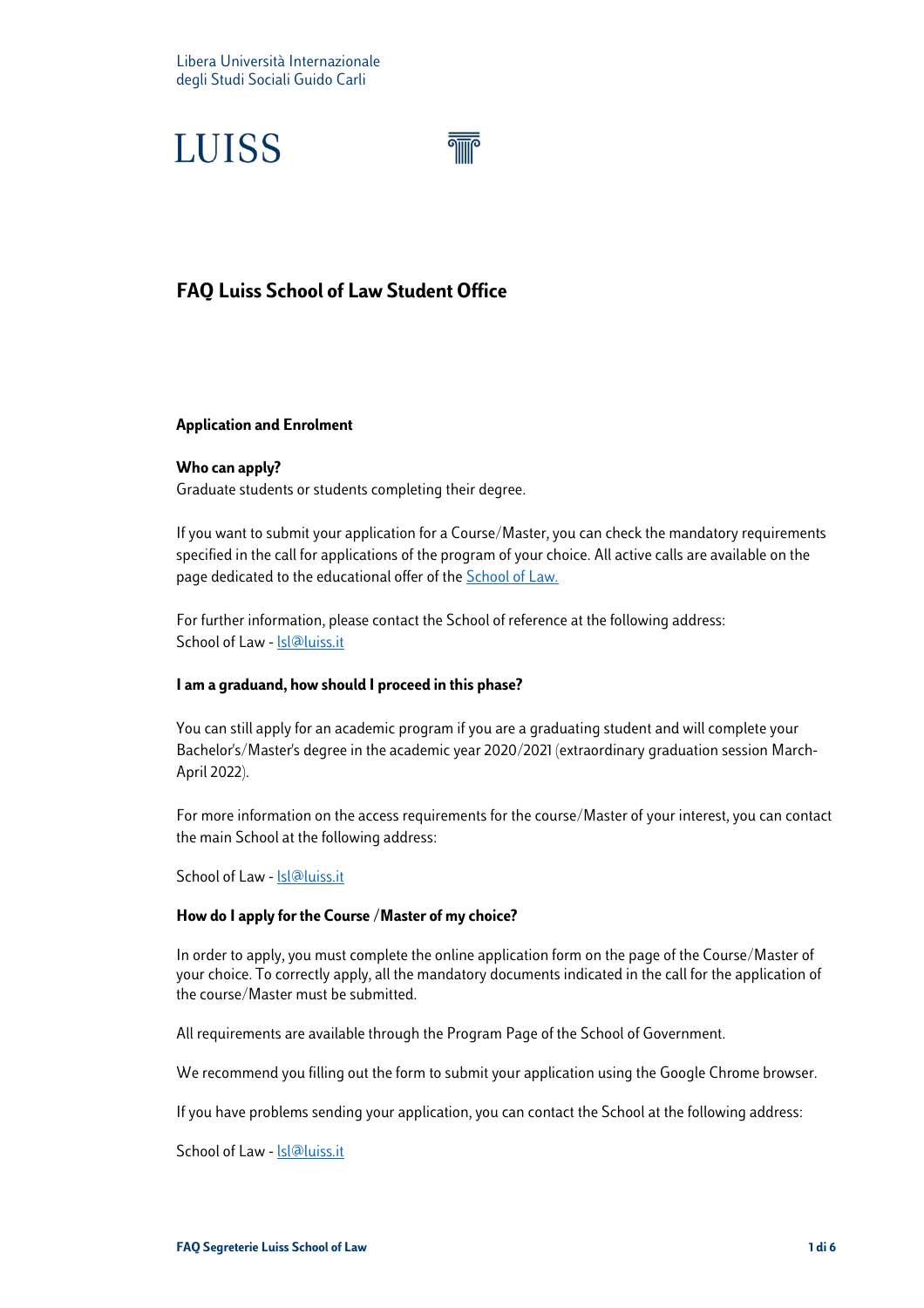Libera Università Internazionale
degli Studi Sociali Guido Carli

LUISS

# FAQ Luiss School of Law Student Office

## Application and Enrolment

### Who can apply?

Graduate students or students completing their degree.

If you want to submit your application for a Course/Master, you can check the mandatory requirements specified in the call for applications of the program of your choice. All active calls are available on the page dedicated to the educational offer of the School of Law.

For further information, please contact the School of reference at the following address:
School of Law - lsl@luiss.it

### I am a graduand, how should I proceed in this phase?

You can still apply for an academic program if you are a graduating student and will complete your Bachelor's/Master's degree in the academic year 2020/2021 (extraordinary graduation session March-April 2022).

For more information on the access requirements for the course/Master of your interest, you can contact the main School at the following address:

School of Law - lsl@luiss.it

### How do I apply for the Course /Master of my choice?

In order to apply, you must complete the online application form on the page of the Course/Master of your choice. To correctly apply, all the mandatory documents indicated in the call for the application of the course/Master must be submitted.

All requirements are available through the Program Page of the School of Government.

We recommend you filling out the form to submit your application using the Google Chrome browser.

If you have problems sending your application, you can contact the School at the following address:

School of Law - lsl@luiss.it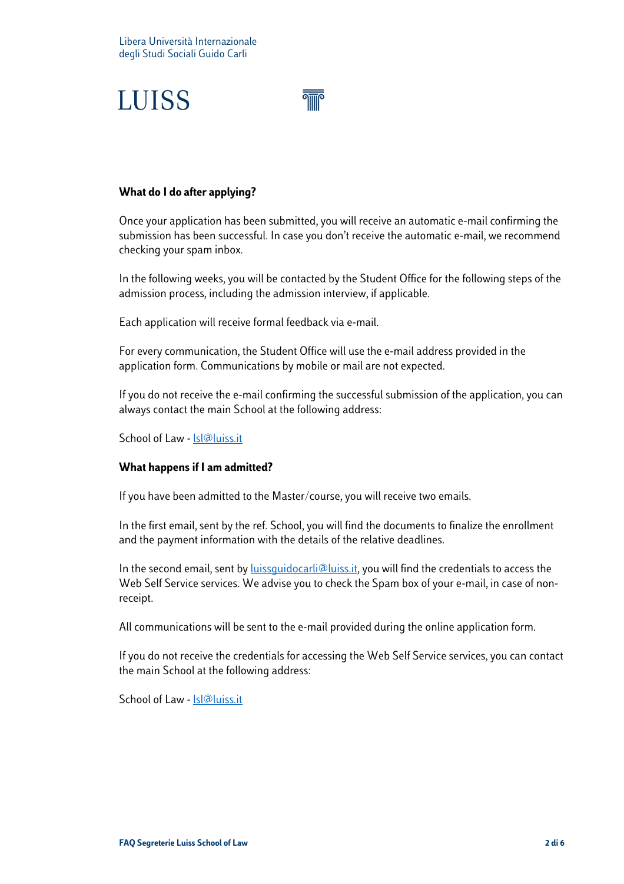**What do I do after applying?**

Once your application has been submitted, you will receive an automatic e-mail confirming the submission has been successful. In case you don't receive the automatic e-mail, we recommend checking your spam inbox.

In the following weeks, you will be contacted by the Student Office for the following steps of the admission process, including the admission interview, if applicable.

Each application will receive formal feedback via e-mail.

For every communication, the Student Office will use the e-mail address provided in the application form. Communications by mobile or mail are not expected.

If you do not receive the e-mail confirming the successful submission of the application, you can always contact the main School at the following address:

School of Law - lsl@luiss.it

**What happens if I am admitted?**

If you have been admitted to the Master/course, you will receive two emails.

In the first email, sent by the ref. School, you will find the documents to finalize the enrollment and the payment information with the details of the relative deadlines.

In the second email, sent by luissguidocarli@luiss.it, you will find the credentials to access the Web Self Service services. We advise you to check the Spam box of your e-mail, in case of non-receipt.

All communications will be sent to the e-mail provided during the online application form.

If you do not receive the credentials for accessing the Web Self Service services, you can contact the main School at the following address:

School of Law - lsl@luiss.it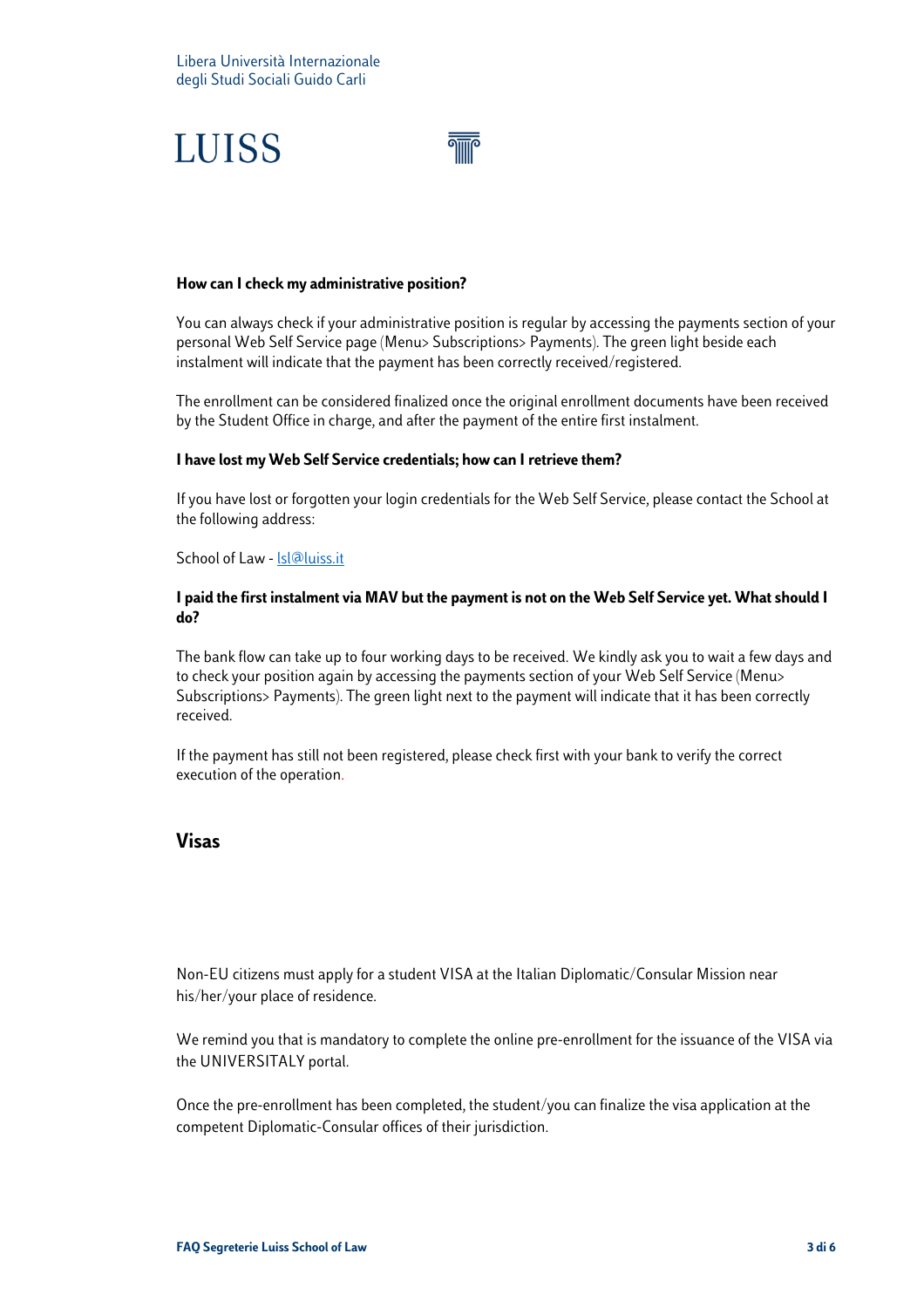**How can I check my administrative position?**

You can always check if your administrative position is regular by accessing the payments section of your personal Web Self Service page (Menu> Subscriptions> Payments). The green light beside each instalment will indicate that the payment has been correctly received/registered.

The enrollment can be considered finalized once the original enrollment documents have been received by the Student Office in charge, and after the payment of the entire first instalment.

**I have lost my Web Self Service credentials; how can I retrieve them?**

If you have lost or forgotten your login credentials for the Web Self Service, please contact the School at the following address:

School of Law - lsl@luiss.it

**I paid the first instalment via MAV but the payment is not on the Web Self Service yet. What should I do?**

The bank flow can take up to four working days to be received. We kindly ask you to wait a few days and to check your position again by accessing the payments section of your Web Self Service (Menu> Subscriptions> Payments). The green light next to the payment will indicate that it has been correctly received.

If the payment has still not been registered, please check first with your bank to verify the correct execution of the operation.

## Visas

Non-EU citizens must apply for a student VISA at the Italian Diplomatic/Consular Mission near his/her/your place of residence.

We remind you that is mandatory to complete the online pre-enrollment for the issuance of the VISA via the UNIVERSITALY portal.

Once the pre-enrollment has been completed, the student/you can finalize the visa application at the competent Diplomatic-Consular offices of their jurisdiction.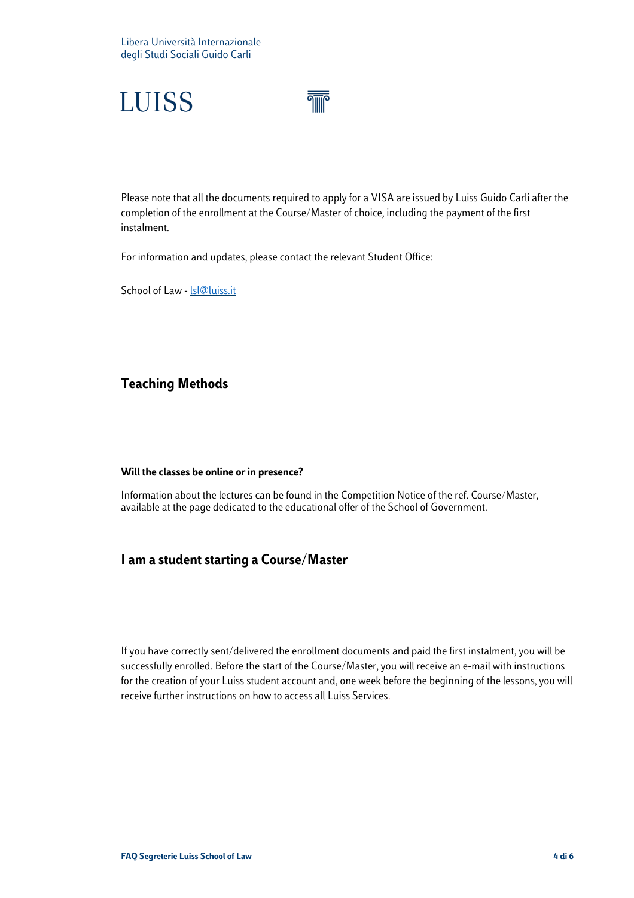Please note that all the documents required to apply for a VISA are issued by Luiss Guido Carli after the completion of the enrollment at the Course/Master of choice, including the payment of the first instalment.

For information and updates, please contact the relevant Student Office:

School of Law - [lsl@luiss.it](mailto:lsl@luiss.it)

## Teaching Methods

**Will the classes be online or in presence?**

Information about the lectures can be found in the Competition Notice of the ref. Course/Master, available at the page dedicated to the educational offer of the School of Government.

## I am a student starting a Course/Master

If you have correctly sent/delivered the enrollment documents and paid the first instalment, you will be successfully enrolled. Before the start of the Course/Master, you will receive an e-mail with instructions for the creation of your Luiss student account and, one week before the beginning of the lessons, you will receive further instructions on how to access all Luiss Services.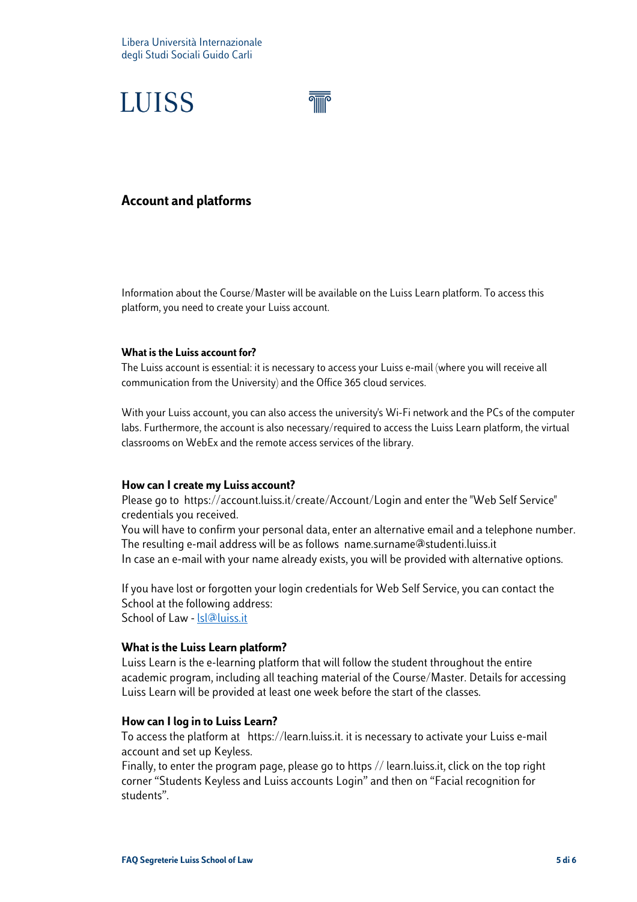Libera Università Internazionale
degli Studi Sociali Guido Carli

LUISS

## Account and platforms

Information about the Course/Master will be available on the Luiss Learn platform. To access this platform, you need to create your Luiss account.

**What is the Luiss account for?**

The Luiss account is essential: it is necessary to access your Luiss e-mail (where you will receive all communication from the University) and the Office 365 cloud services.

With your Luiss account, you can also access the university's Wi-Fi network and the PCs of the computer labs. Furthermore, the account is also necessary/required to access the Luiss Learn platform, the virtual classrooms on WebEx and the remote access services of the library.

**How can I create my Luiss account?**

Please go to https://account.luiss.it/create/Account/Login and enter the "Web Self Service" credentials you received.
You will have to confirm your personal data, enter an alternative email and a telephone number.
The resulting e-mail address will be as follows name.surname@studenti.luiss.it
In case an e-mail with your name already exists, you will be provided with alternative options.

If you have lost or forgotten your login credentials for Web Self Service, you can contact the School at the following address:
School of Law - lsl@luiss.it

**What is the Luiss Learn platform?**

Luiss Learn is the e-learning platform that will follow the student throughout the entire academic program, including all teaching material of the Course/Master. Details for accessing Luiss Learn will be provided at least one week before the start of the classes.

**How can I log in to Luiss Learn?**

To access the platform at https://learn.luiss.it. it is necessary to activate your Luiss e-mail account and set up Keyless.
Finally, to enter the program page, please go to https // learn.luiss.it, click on the top right corner "Students Keyless and Luiss accounts Login" and then on "Facial recognition for students".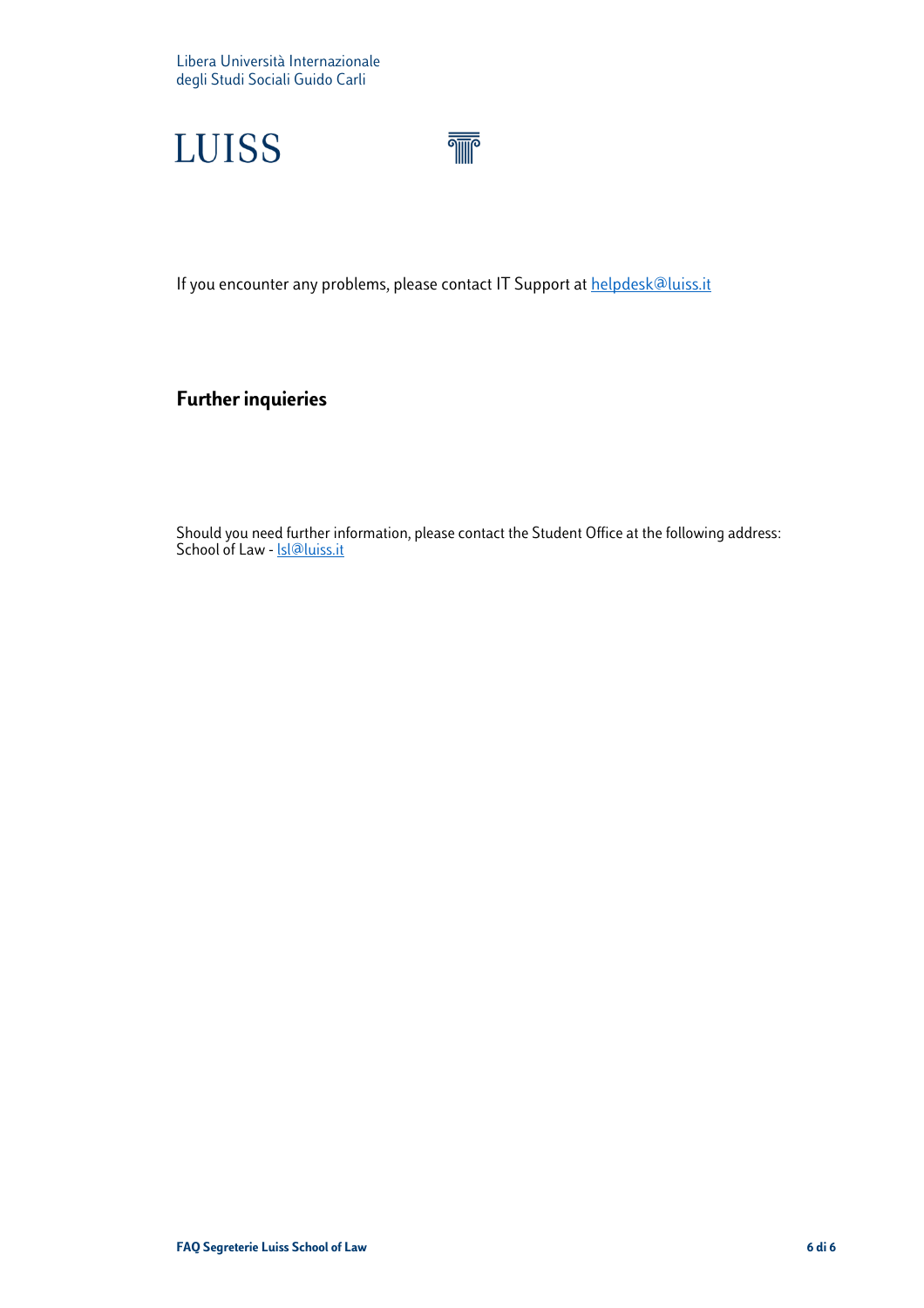If you encounter any problems, please contact IT Support at helpdesk@luiss.it

## Further inquieries

Should you need further information, please contact the Student Office at the following address:
School of Law - lsl@luiss.it